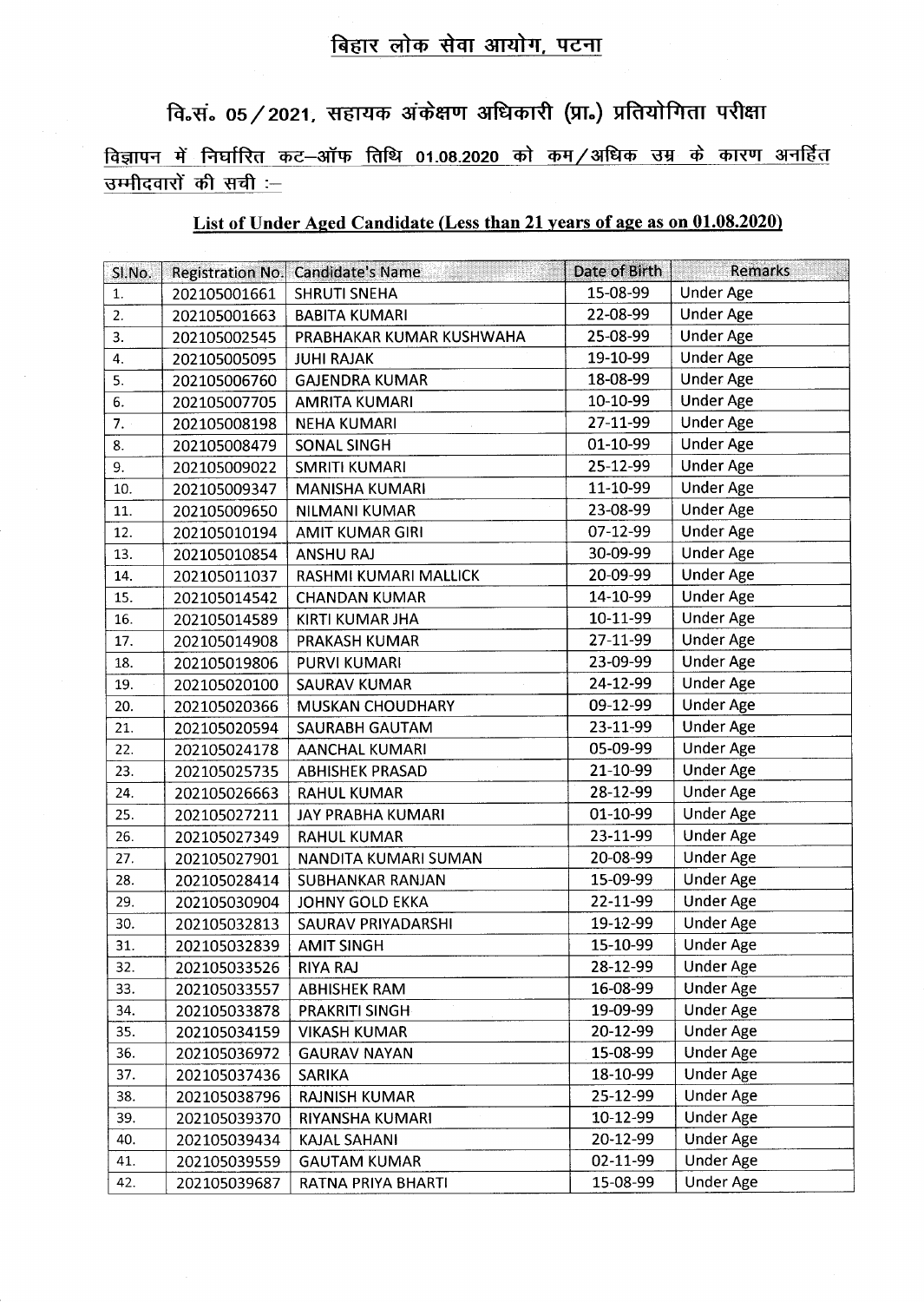# बिहार लोक सेवा आयोग, पटना

## वि०सं० 05/2021, सहायक अंकेक्षण अधिकारी (प्रा०) प्रतियोगिता परीक्षा

विज्ञापन में निर्धारित कट–ऑफ तिथि 01.08.2020 को कम/अधिक उम्र के कारण अनर्हित उम्मीदवारों की सूची :–

**List of Under Aged Candidate (Less than 21 years of age as on 01.08.2020)**

| Sl.No. | Registration No. | Candidate's Name | Date of Birth | Remarks |
|---|---|---|---|---|
| 1. | 202105001661 | SHRUTI SNEHA | 15-08-99 | Under Age |
| 2. | 202105001663 | BABITA KUMARI | 22-08-99 | Under Age |
| 3. | 202105002545 | PRABHAKAR KUMAR KUSHWAHA | 25-08-99 | Under Age |
| 4. | 202105005095 | JUHI RAJAK | 19-10-99 | Under Age |
| 5. | 202105006760 | GAJENDRA KUMAR | 18-08-99 | Under Age |
| 6. | 202105007705 | AMRITA KUMARI | 10-10-99 | Under Age |
| 7. | 202105008198 | NEHA KUMARI | 27-11-99 | Under Age |
| 8. | 202105008479 | SONAL SINGH | 01-10-99 | Under Age |
| 9. | 202105009022 | SMRITI KUMARI | 25-12-99 | Under Age |
| 10. | 202105009347 | MANISHA KUMARI | 11-10-99 | Under Age |
| 11. | 202105009650 | NILMANI KUMAR | 23-08-99 | Under Age |
| 12. | 202105010194 | AMIT KUMAR GIRI | 07-12-99 | Under Age |
| 13. | 202105010854 | ANSHU RAJ | 30-09-99 | Under Age |
| 14. | 202105011037 | RASHMI KUMARI MALLICK | 20-09-99 | Under Age |
| 15. | 202105014542 | CHANDAN KUMAR | 14-10-99 | Under Age |
| 16. | 202105014589 | KIRTI KUMAR JHA | 10-11-99 | Under Age |
| 17. | 202105014908 | PRAKASH KUMAR | 27-11-99 | Under Age |
| 18. | 202105019806 | PURVI KUMARI | 23-09-99 | Under Age |
| 19. | 202105020100 | SAURAV KUMAR | 24-12-99 | Under Age |
| 20. | 202105020366 | MUSKAN CHOUDHARY | 09-12-99 | Under Age |
| 21. | 202105020594 | SAURABH GAUTAM | 23-11-99 | Under Age |
| 22. | 202105024178 | AANCHAL KUMARI | 05-09-99 | Under Age |
| 23. | 202105025735 | ABHISHEK PRASAD | 21-10-99 | Under Age |
| 24. | 202105026663 | RAHUL KUMAR | 28-12-99 | Under Age |
| 25. | 202105027211 | JAY PRABHA KUMARI | 01-10-99 | Under Age |
| 26. | 202105027349 | RAHUL KUMAR | 23-11-99 | Under Age |
| 27. | 202105027901 | NANDITA KUMARI SUMAN | 20-08-99 | Under Age |
| 28. | 202105028414 | SUBHANKAR RANJAN | 15-09-99 | Under Age |
| 29. | 202105030904 | JOHNY GOLD EKKA | 22-11-99 | Under Age |
| 30. | 202105032813 | SAURAV PRIYADARSHI | 19-12-99 | Under Age |
| 31. | 202105032839 | AMIT SINGH | 15-10-99 | Under Age |
| 32. | 202105033526 | RIYA RAJ | 28-12-99 | Under Age |
| 33. | 202105033557 | ABHISHEK RAM | 16-08-99 | Under Age |
| 34. | 202105033878 | PRAKRITI SINGH | 19-09-99 | Under Age |
| 35. | 202105034159 | VIKASH KUMAR | 20-12-99 | Under Age |
| 36. | 202105036972 | GAURAV NAYAN | 15-08-99 | Under Age |
| 37. | 202105037436 | SARIKA | 18-10-99 | Under Age |
| 38. | 202105038796 | RAJNISH KUMAR | 25-12-99 | Under Age |
| 39. | 202105039370 | RIYANSHA KUMARI | 10-12-99 | Under Age |
| 40. | 202105039434 | KAJAL SAHANI | 20-12-99 | Under Age |
| 41. | 202105039559 | GAUTAM KUMAR | 02-11-99 | Under Age |
| 42. | 202105039687 | RATNA PRIYA BHARTI | 15-08-99 | Under Age |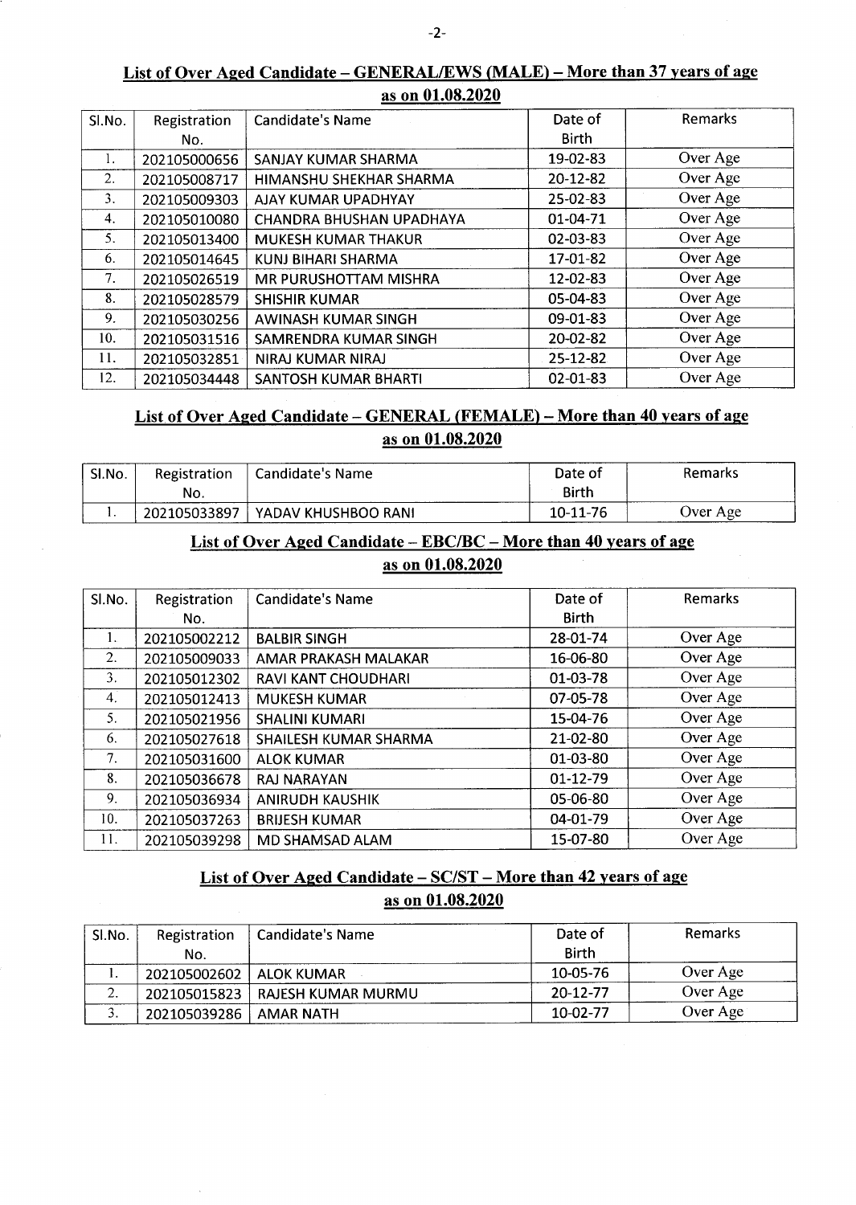## List of Over Aged Candidate – GENERAL/EWS (MALE) – More than 37 years of age as on 01.08.2020

| Sl.No. | Registration No. | Candidate's Name | Date of Birth | Remarks |
|---|---|---|---|---|
| 1. | 202105000656 | SANJAY KUMAR SHARMA | 19-02-83 | Over Age |
| 2. | 202105008717 | HIMANSHU SHEKHAR SHARMA | 20-12-82 | Over Age |
| 3. | 202105009303 | AJAY KUMAR UPADHYAY | 25-02-83 | Over Age |
| 4. | 202105010080 | CHANDRA BHUSHAN UPADHAYA | 01-04-71 | Over Age |
| 5. | 202105013400 | MUKESH KUMAR THAKUR | 02-03-83 | Over Age |
| 6. | 202105014645 | KUNJ BIHARI SHARMA | 17-01-82 | Over Age |
| 7. | 202105026519 | MR PURUSHOTTAM MISHRA | 12-02-83 | Over Age |
| 8. | 202105028579 | SHISHIR KUMAR | 05-04-83 | Over Age |
| 9. | 202105030256 | AWINASH KUMAR SINGH | 09-01-83 | Over Age |
| 10. | 202105031516 | SAMRENDRA KUMAR SINGH | 20-02-82 | Over Age |
| 11. | 202105032851 | NIRAJ KUMAR NIRAJ | 25-12-82 | Over Age |
| 12. | 202105034448 | SANTOSH KUMAR BHARTI | 02-01-83 | Over Age |

## List of Over Aged Candidate – GENERAL (FEMALE) – More than 40 years of age as on 01.08.2020

| Sl.No. | Registration No. | Candidate's Name | Date of Birth | Remarks |
|---|---|---|---|---|
| 1. | 202105033897 | YADAV KHUSHBOO RANI | 10-11-76 | Over Age |

## List of Over Aged Candidate – EBC/BC – More than 40 years of age as on 01.08.2020

| Sl.No. | Registration No. | Candidate's Name | Date of Birth | Remarks |
|---|---|---|---|---|
| 1. | 202105002212 | BALBIR SINGH | 28-01-74 | Over Age |
| 2. | 202105009033 | AMAR PRAKASH MALAKAR | 16-06-80 | Over Age |
| 3. | 202105012302 | RAVI KANT CHOUDHARI | 01-03-78 | Over Age |
| 4. | 202105012413 | MUKESH KUMAR | 07-05-78 | Over Age |
| 5. | 202105021956 | SHALINI KUMARI | 15-04-76 | Over Age |
| 6. | 202105027618 | SHAILESH KUMAR SHARMA | 21-02-80 | Over Age |
| 7. | 202105031600 | ALOK KUMAR | 01-03-80 | Over Age |
| 8. | 202105036678 | RAJ NARAYAN | 01-12-79 | Over Age |
| 9. | 202105036934 | ANIRUDH KAUSHIK | 05-06-80 | Over Age |
| 10. | 202105037263 | BRIJESH KUMAR | 04-01-79 | Over Age |
| 11. | 202105039298 | MD SHAMSAD ALAM | 15-07-80 | Over Age |

## List of Over Aged Candidate – SC/ST – More than 42 years of age as on 01.08.2020

| Sl.No. | Registration No. | Candidate's Name | Date of Birth | Remarks |
|---|---|---|---|---|
| 1. | 202105002602 | ALOK KUMAR | 10-05-76 | Over Age |
| 2. | 202105015823 | RAJESH KUMAR MURMU | 20-12-77 | Over Age |
| 3. | 202105039286 | AMAR NATH | 10-02-77 | Over Age |